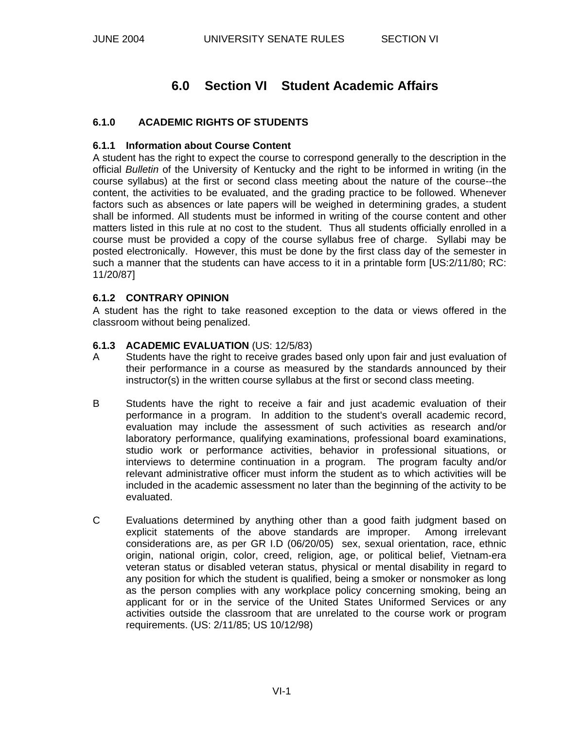# 6.0 Section VI Student Academic Affairs

## 6.1.0 ACADEMIC RIGHTS OF STUDENTS

### 6.1.1 Information about Course Content

A student has the right to expect the course to correspond generally to the description in the official *Bulletin* of the University of Kentucky and the right to be informed in writing (in the course syllabus) at the first or second class meeting about the nature of the course--the content, the activities to be evaluated, and the grading practice to be followed. Whenever factors such as absences or late papers will be weighed in determining grades, a student shall be informed. All students must be informed in writing of the course content and other matters listed in this rule at no cost to the student. Thus all students officially enrolled in a course must be provided a copy of the course syllabus free of charge. Syllabi may be posted electronically. However, this must be done by the first class day of the semester in such a manner that the students can have access to it in a printable form [US:2/11/80; RC: 11/20/87]

### 6.1.2 CONTRARY OPINION

A student has the right to take reasoned exception to the data or views offered in the classroom without being penalized.

### 6.1.3 ACADEMIC EVALUATION (US: 12/5/83)

A. Students have the right to receive grades based only upon fair and just evaluation of their performance in a course as measured by the standards announced by their instructor(s) in the written course syllabus at the first or second class meeting.

B. Students have the right to receive a fair and just academic evaluation of their performance in a program. In addition to the student's overall academic record, evaluation may include the assessment of such activities as research and/or laboratory performance, qualifying examinations, professional board examinations, studio work or performance activities, behavior in professional situations, or interviews to determine continuation in a program. The program faculty and/or relevant administrative officer must inform the student as to which activities will be included in the academic assessment no later than the beginning of the activity to be evaluated.

C. Evaluations determined by anything other than a good faith judgment based on explicit statements of the above standards are improper. Among irrelevant considerations are, as per GR I.D (06/20/05) sex, sexual orientation, race, ethnic origin, national origin, color, creed, religion, age, or political belief, Vietnam-era veteran status or disabled veteran status, physical or mental disability in regard to any position for which the student is qualified, being a smoker or nonsmoker as long as the person complies with any workplace policy concerning smoking, being an applicant for or in the service of the United States Uniformed Services or any activities outside the classroom that are unrelated to the course work or program requirements. (US: 2/11/85; US 10/12/98)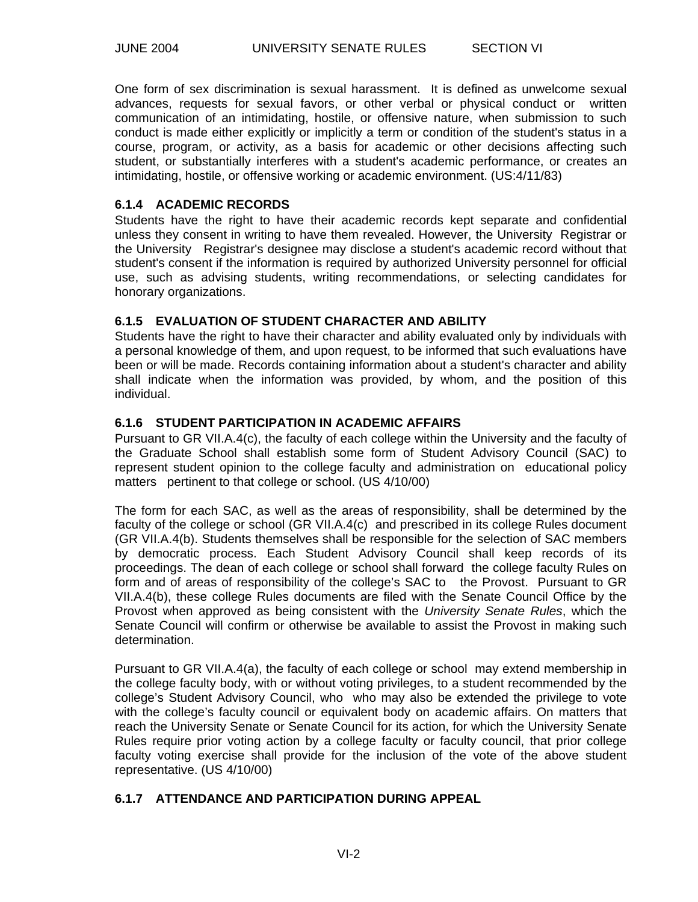One form of sex discrimination is sexual harassment. It is defined as unwelcome sexual advances, requests for sexual favors, or other verbal or physical conduct or written communication of an intimidating, hostile, or offensive nature, when submission to such conduct is made either explicitly or implicitly a term or condition of the student's status in a course, program, or activity, as a basis for academic or other decisions affecting such student, or substantially interferes with a student's academic performance, or creates an intimidating, hostile, or offensive working or academic environment. (US:4/11/83)

### 6.1.4 ACADEMIC RECORDS

Students have the right to have their academic records kept separate and confidential unless they consent in writing to have them revealed. However, the University Registrar or the University Registrar's designee may disclose a student's academic record without that student's consent if the information is required by authorized University personnel for official use, such as advising students, writing recommendations, or selecting candidates for honorary organizations.

### 6.1.5 EVALUATION OF STUDENT CHARACTER AND ABILITY

Students have the right to have their character and ability evaluated only by individuals with a personal knowledge of them, and upon request, to be informed that such evaluations have been or will be made. Records containing information about a student's character and ability shall indicate when the information was provided, by whom, and the position of this individual.

### 6.1.6 STUDENT PARTICIPATION IN ACADEMIC AFFAIRS

Pursuant to GR VII.A.4(c), the faculty of each college within the University and the faculty of the Graduate School shall establish some form of Student Advisory Council (SAC) to represent student opinion to the college faculty and administration on educational policy matters pertinent to that college or school. (US 4/10/00)

The form for each SAC, as well as the areas of responsibility, shall be determined by the faculty of the college or school (GR VII.A.4(c) and prescribed in its college Rules document (GR VII.A.4(b). Students themselves shall be responsible for the selection of SAC members by democratic process. Each Student Advisory Council shall keep records of its proceedings. The dean of each college or school shall forward the college faculty Rules on form and of areas of responsibility of the college's SAC to the Provost. Pursuant to GR VII.A.4(b), these college Rules documents are filed with the Senate Council Office by the Provost when approved as being consistent with the *University Senate Rules*, which the Senate Council will confirm or otherwise be available to assist the Provost in making such determination.

Pursuant to GR VII.A.4(a), the faculty of each college or school may extend membership in the college faculty body, with or without voting privileges, to a student recommended by the college's Student Advisory Council, who who may also be extended the privilege to vote with the college's faculty council or equivalent body on academic affairs. On matters that reach the University Senate or Senate Council for its action, for which the University Senate Rules require prior voting action by a college faculty or faculty council, that prior college faculty voting exercise shall provide for the inclusion of the vote of the above student representative. (US 4/10/00)

### 6.1.7 ATTENDANCE AND PARTICIPATION DURING APPEAL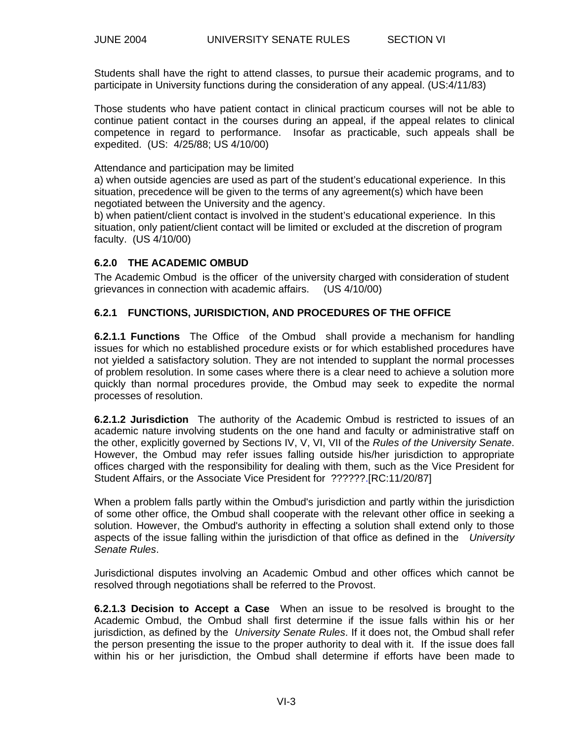Students shall have the right to attend classes, to pursue their academic programs, and to participate in University functions during the consideration of any appeal. (US:4/11/83)

Those students who have patient contact in clinical practicum courses will not be able to continue patient contact in the courses during an appeal, if the appeal relates to clinical competence in regard to performance. Insofar as practicable, such appeals shall be expedited. (US: 4/25/88; US 4/10/00)

Attendance and participation may be limited
a) when outside agencies are used as part of the student's educational experience. In this situation, precedence will be given to the terms of any agreement(s) which have been negotiated between the University and the agency.
b) when patient/client contact is involved in the student's educational experience. In this situation, only patient/client contact will be limited or excluded at the discretion of program faculty. (US 4/10/00)

### 6.2.0 THE ACADEMIC OMBUD

The Academic Ombud is the officer of the university charged with consideration of student grievances in connection with academic affairs. (US 4/10/00)

### 6.2.1 FUNCTIONS, JURISDICTION, AND PROCEDURES OF THE OFFICE

**6.2.1.1 Functions** The Office of the Ombud shall provide a mechanism for handling issues for which no established procedure exists or for which established procedures have not yielded a satisfactory solution. They are not intended to supplant the normal processes of problem resolution. In some cases where there is a clear need to achieve a solution more quickly than normal procedures provide, the Ombud may seek to expedite the normal processes of resolution.

**6.2.1.2 Jurisdiction** The authority of the Academic Ombud is restricted to issues of an academic nature involving students on the one hand and faculty or administrative staff on the other, explicitly governed by Sections IV, V, VI, VII of the *Rules of the University Senate*. However, the Ombud may refer issues falling outside his/her jurisdiction to appropriate offices charged with the responsibility for dealing with them, such as the Vice President for Student Affairs, or the Associate Vice President for ??????.[RC:11/20/87]

When a problem falls partly within the Ombud's jurisdiction and partly within the jurisdiction of some other office, the Ombud shall cooperate with the relevant other office in seeking a solution. However, the Ombud's authority in effecting a solution shall extend only to those aspects of the issue falling within the jurisdiction of that office as defined in the *University Senate Rules*.

Jurisdictional disputes involving an Academic Ombud and other offices which cannot be resolved through negotiations shall be referred to the Provost.

**6.2.1.3 Decision to Accept a Case** When an issue to be resolved is brought to the Academic Ombud, the Ombud shall first determine if the issue falls within his or her jurisdiction, as defined by the *University Senate Rules*. If it does not, the Ombud shall refer the person presenting the issue to the proper authority to deal with it. If the issue does fall within his or her jurisdiction, the Ombud shall determine if efforts have been made to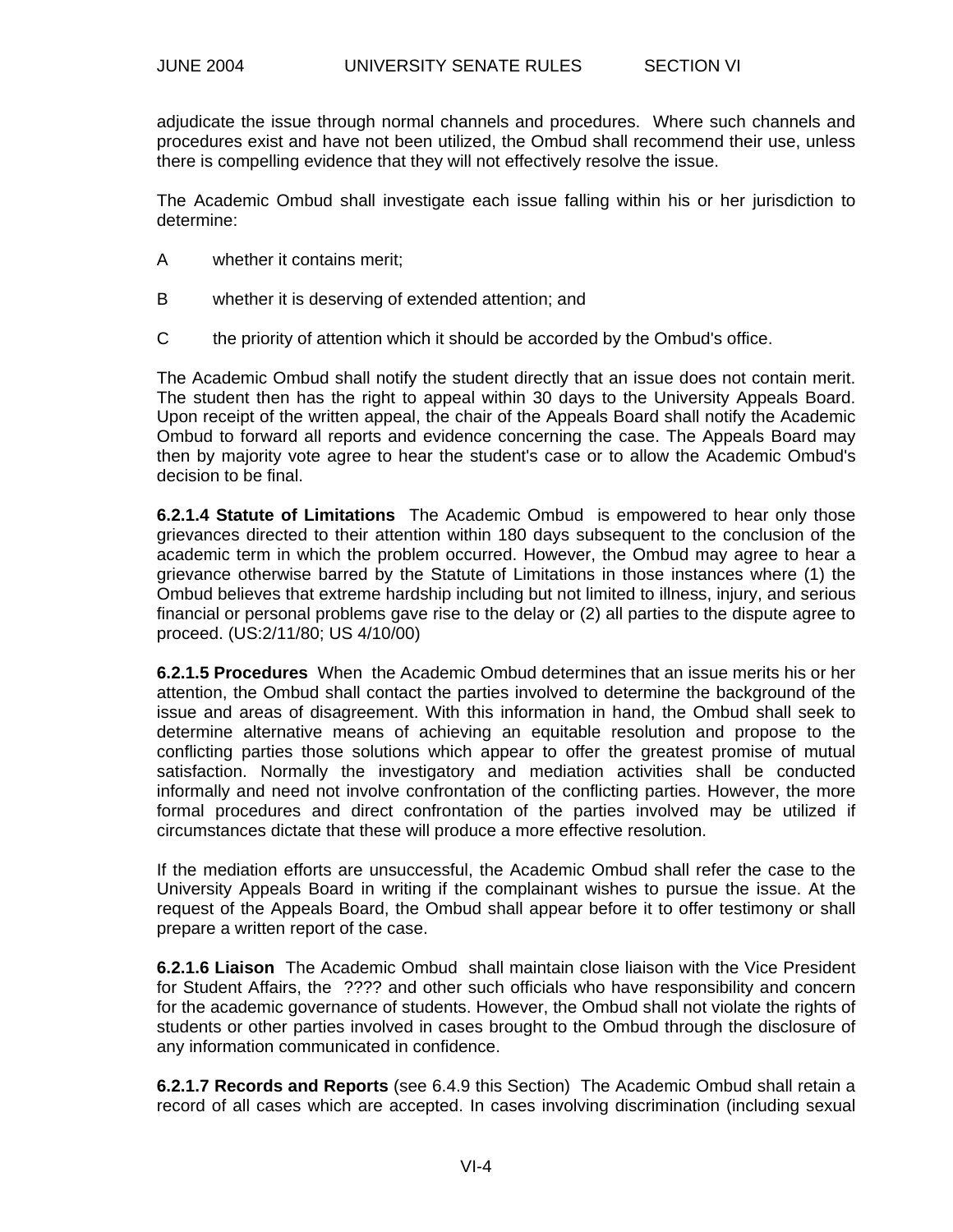adjudicate the issue through normal channels and procedures. Where such channels and procedures exist and have not been utilized, the Ombud shall recommend their use, unless there is compelling evidence that they will not effectively resolve the issue.

The Academic Ombud shall investigate each issue falling within his or her jurisdiction to determine:

A whether it contains merit;

B whether it is deserving of extended attention; and

C the priority of attention which it should be accorded by the Ombud's office.

The Academic Ombud shall notify the student directly that an issue does not contain merit. The student then has the right to appeal within 30 days to the University Appeals Board. Upon receipt of the written appeal, the chair of the Appeals Board shall notify the Academic Ombud to forward all reports and evidence concerning the case. The Appeals Board may then by majority vote agree to hear the student's case or to allow the Academic Ombud's decision to be final.

**6.2.1.4 Statute of Limitations** The Academic Ombud is empowered to hear only those grievances directed to their attention within 180 days subsequent to the conclusion of the academic term in which the problem occurred. However, the Ombud may agree to hear a grievance otherwise barred by the Statute of Limitations in those instances where (1) the Ombud believes that extreme hardship including but not limited to illness, injury, and serious financial or personal problems gave rise to the delay or (2) all parties to the dispute agree to proceed. (US:2/11/80; US 4/10/00)

**6.2.1.5 Procedures** When the Academic Ombud determines that an issue merits his or her attention, the Ombud shall contact the parties involved to determine the background of the issue and areas of disagreement. With this information in hand, the Ombud shall seek to determine alternative means of achieving an equitable resolution and propose to the conflicting parties those solutions which appear to offer the greatest promise of mutual satisfaction. Normally the investigatory and mediation activities shall be conducted informally and need not involve confrontation of the conflicting parties. However, the more formal procedures and direct confrontation of the parties involved may be utilized if circumstances dictate that these will produce a more effective resolution.

If the mediation efforts are unsuccessful, the Academic Ombud shall refer the case to the University Appeals Board in writing if the complainant wishes to pursue the issue. At the request of the Appeals Board, the Ombud shall appear before it to offer testimony or shall prepare a written report of the case.

**6.2.1.6 Liaison** The Academic Ombud shall maintain close liaison with the Vice President for Student Affairs, the ???? and other such officials who have responsibility and concern for the academic governance of students. However, the Ombud shall not violate the rights of students or other parties involved in cases brought to the Ombud through the disclosure of any information communicated in confidence.

**6.2.1.7 Records and Reports** (see 6.4.9 this Section) The Academic Ombud shall retain a record of all cases which are accepted. In cases involving discrimination (including sexual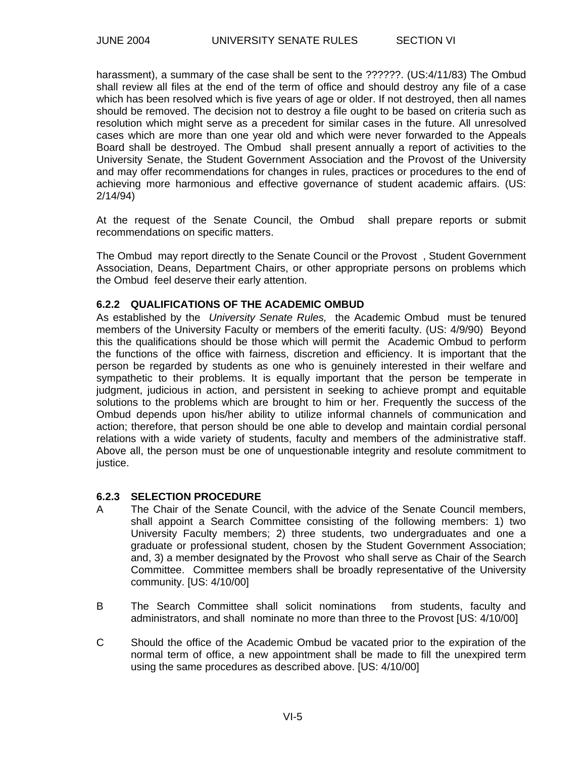harassment), a summary of the case shall be sent to the ??????. (US:4/11/83) The Ombud shall review all files at the end of the term of office and should destroy any file of a case which has been resolved which is five years of age or older. If not destroyed, then all names should be removed. The decision not to destroy a file ought to be based on criteria such as resolution which might serve as a precedent for similar cases in the future. All unresolved cases which are more than one year old and which were never forwarded to the Appeals Board shall be destroyed. The Ombud shall present annually a report of activities to the University Senate, the Student Government Association and the Provost of the University and may offer recommendations for changes in rules, practices or procedures to the end of achieving more harmonious and effective governance of student academic affairs. (US: 2/14/94)

At the request of the Senate Council, the Ombud shall prepare reports or submit recommendations on specific matters.

The Ombud may report directly to the Senate Council or the Provost , Student Government Association, Deans, Department Chairs, or other appropriate persons on problems which the Ombud feel deserve their early attention.

### 6.2.2 QUALIFICATIONS OF THE ACADEMIC OMBUD

As established by the *University Senate Rules,* the Academic Ombud must be tenured members of the University Faculty or members of the emeriti faculty. (US: 4/9/90) Beyond this the qualifications should be those which will permit the Academic Ombud to perform the functions of the office with fairness, discretion and efficiency. It is important that the person be regarded by students as one who is genuinely interested in their welfare and sympathetic to their problems. It is equally important that the person be temperate in judgment, judicious in action, and persistent in seeking to achieve prompt and equitable solutions to the problems which are brought to him or her. Frequently the success of the Ombud depends upon his/her ability to utilize informal channels of communication and action; therefore, that person should be one able to develop and maintain cordial personal relations with a wide variety of students, faculty and members of the administrative staff. Above all, the person must be one of unquestionable integrity and resolute commitment to justice.

### 6.2.3 SELECTION PROCEDURE

A The Chair of the Senate Council, with the advice of the Senate Council members, shall appoint a Search Committee consisting of the following members: 1) two University Faculty members; 2) three students, two undergraduates and one a graduate or professional student, chosen by the Student Government Association; and, 3) a member designated by the Provost who shall serve as Chair of the Search Committee. Committee members shall be broadly representative of the University community. [US: 4/10/00]

B The Search Committee shall solicit nominations from students, faculty and administrators, and shall nominate no more than three to the Provost [US: 4/10/00]

C Should the office of the Academic Ombud be vacated prior to the expiration of the normal term of office, a new appointment shall be made to fill the unexpired term using the same procedures as described above. [US: 4/10/00]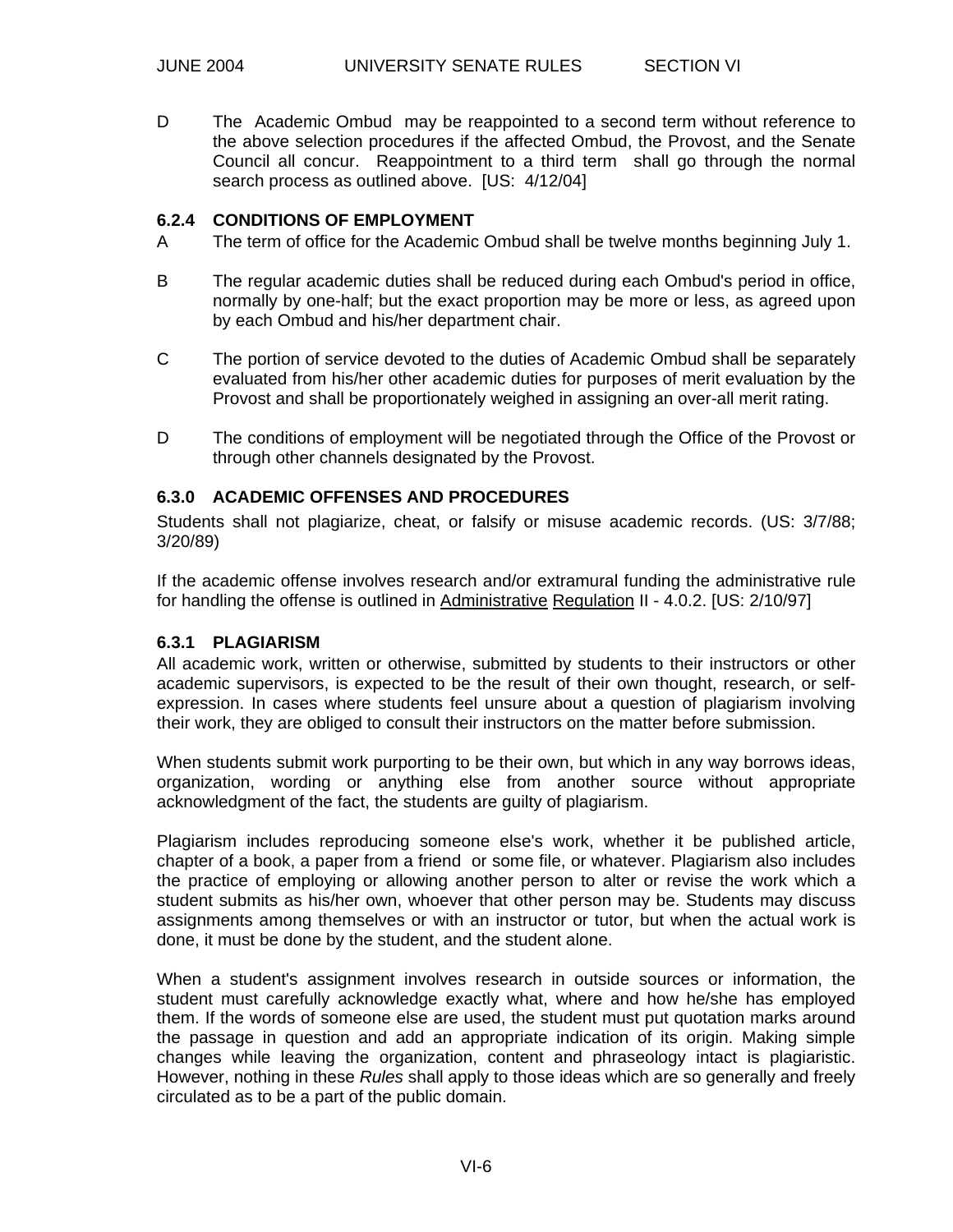D The Academic Ombud may be reappointed to a second term without reference to the above selection procedures if the affected Ombud, the Provost, and the Senate Council all concur. Reappointment to a third term shall go through the normal search process as outlined above. [US: 4/12/04]

### 6.2.4 CONDITIONS OF EMPLOYMENT

A The term of office for the Academic Ombud shall be twelve months beginning July 1.

B The regular academic duties shall be reduced during each Ombud's period in office, normally by one-half; but the exact proportion may be more or less, as agreed upon by each Ombud and his/her department chair.

C The portion of service devoted to the duties of Academic Ombud shall be separately evaluated from his/her other academic duties for purposes of merit evaluation by the Provost and shall be proportionately weighed in assigning an over-all merit rating.

D The conditions of employment will be negotiated through the Office of the Provost or through other channels designated by the Provost.

### 6.3.0 ACADEMIC OFFENSES AND PROCEDURES

Students shall not plagiarize, cheat, or falsify or misuse academic records. (US: 3/7/88; 3/20/89)

If the academic offense involves research and/or extramural funding the administrative rule for handling the offense is outlined in Administrative Regulation II - 4.0.2. [US: 2/10/97]

### 6.3.1 PLAGIARISM

All academic work, written or otherwise, submitted by students to their instructors or other academic supervisors, is expected to be the result of their own thought, research, or self-expression. In cases where students feel unsure about a question of plagiarism involving their work, they are obliged to consult their instructors on the matter before submission.

When students submit work purporting to be their own, but which in any way borrows ideas, organization, wording or anything else from another source without appropriate acknowledgment of the fact, the students are guilty of plagiarism.

Plagiarism includes reproducing someone else's work, whether it be published article, chapter of a book, a paper from a friend or some file, or whatever. Plagiarism also includes the practice of employing or allowing another person to alter or revise the work which a student submits as his/her own, whoever that other person may be. Students may discuss assignments among themselves or with an instructor or tutor, but when the actual work is done, it must be done by the student, and the student alone.

When a student's assignment involves research in outside sources or information, the student must carefully acknowledge exactly what, where and how he/she has employed them. If the words of someone else are used, the student must put quotation marks around the passage in question and add an appropriate indication of its origin. Making simple changes while leaving the organization, content and phraseology intact is plagiaristic. However, nothing in these *Rules* shall apply to those ideas which are so generally and freely circulated as to be a part of the public domain.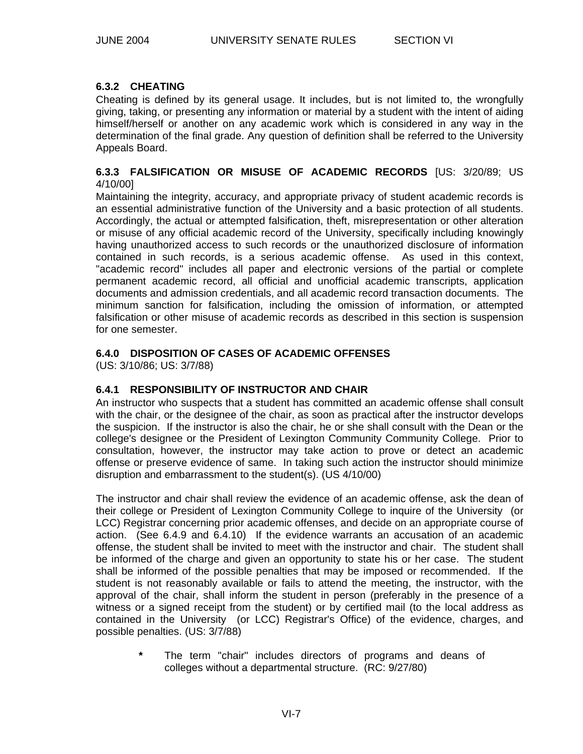### 6.3.2 CHEATING

Cheating is defined by its general usage. It includes, but is not limited to, the wrongfully giving, taking, or presenting any information or material by a student with the intent of aiding himself/herself or another on any academic work which is considered in any way in the determination of the final grade. Any question of definition shall be referred to the University Appeals Board.

### 6.3.3 FALSIFICATION OR MISUSE OF ACADEMIC RECORDS [US: 3/20/89; US 4/10/00]

Maintaining the integrity, accuracy, and appropriate privacy of student academic records is an essential administrative function of the University and a basic protection of all students. Accordingly, the actual or attempted falsification, theft, misrepresentation or other alteration or misuse of any official academic record of the University, specifically including knowingly having unauthorized access to such records or the unauthorized disclosure of information contained in such records, is a serious academic offense. As used in this context, "academic record" includes all paper and electronic versions of the partial or complete permanent academic record, all official and unofficial academic transcripts, application documents and admission credentials, and all academic record transaction documents. The minimum sanction for falsification, including the omission of information, or attempted falsification or other misuse of academic records as described in this section is suspension for one semester.

### 6.4.0 DISPOSITION OF CASES OF ACADEMIC OFFENSES

(US: 3/10/86; US: 3/7/88)

### 6.4.1 RESPONSIBILITY OF INSTRUCTOR AND CHAIR

An instructor who suspects that a student has committed an academic offense shall consult with the chair, or the designee of the chair, as soon as practical after the instructor develops the suspicion. If the instructor is also the chair, he or she shall consult with the Dean or the college's designee or the President of Lexington Community Community College. Prior to consultation, however, the instructor may take action to prove or detect an academic offense or preserve evidence of same. In taking such action the instructor should minimize disruption and embarrassment to the student(s). (US 4/10/00)

The instructor and chair shall review the evidence of an academic offense, ask the dean of their college or President of Lexington Community College to inquire of the University (or LCC) Registrar concerning prior academic offenses, and decide on an appropriate course of action. (See 6.4.9 and 6.4.10) If the evidence warrants an accusation of an academic offense, the student shall be invited to meet with the instructor and chair. The student shall be informed of the charge and given an opportunity to state his or her case. The student shall be informed of the possible penalties that may be imposed or recommended. If the student is not reasonably available or fails to attend the meeting, the instructor, with the approval of the chair, shall inform the student in person (preferably in the presence of a witness or a signed receipt from the student) or by certified mail (to the local address as contained in the University (or LCC) Registrar's Office) of the evidence, charges, and possible penalties. (US: 3/7/88)

> * The term "chair" includes directors of programs and deans of colleges without a departmental structure. (RC: 9/27/80)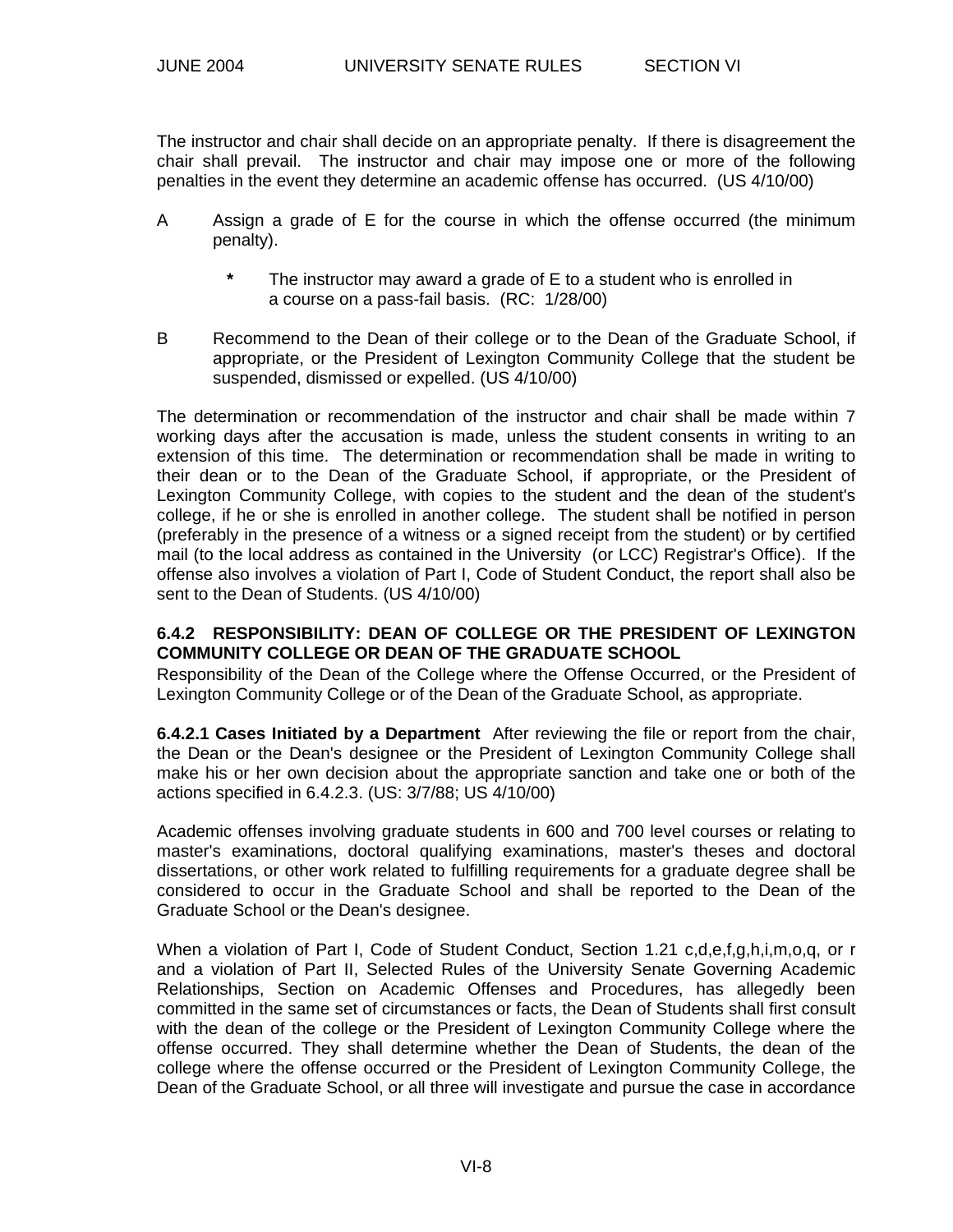The instructor and chair shall decide on an appropriate penalty. If there is disagreement the chair shall prevail. The instructor and chair may impose one or more of the following penalties in the event they determine an academic offense has occurred. (US 4/10/00)

A Assign a grade of E for the course in which the offense occurred (the minimum penalty).

> * The instructor may award a grade of E to a student who is enrolled in a course on a pass-fail basis. (RC: 1/28/00)

B Recommend to the Dean of their college or to the Dean of the Graduate School, if appropriate, or the President of Lexington Community College that the student be suspended, dismissed or expelled. (US 4/10/00)

The determination or recommendation of the instructor and chair shall be made within 7 working days after the accusation is made, unless the student consents in writing to an extension of this time. The determination or recommendation shall be made in writing to their dean or to the Dean of the Graduate School, if appropriate, or the President of Lexington Community College, with copies to the student and the dean of the student's college, if he or she is enrolled in another college. The student shall be notified in person (preferably in the presence of a witness or a signed receipt from the student) or by certified mail (to the local address as contained in the University (or LCC) Registrar's Office). If the offense also involves a violation of Part I, Code of Student Conduct, the report shall also be sent to the Dean of Students. (US 4/10/00)

**6.4.2 RESPONSIBILITY: DEAN OF COLLEGE OR THE PRESIDENT OF LEXINGTON COMMUNITY COLLEGE OR DEAN OF THE GRADUATE SCHOOL**

Responsibility of the Dean of the College where the Offense Occurred, or the President of Lexington Community College or of the Dean of the Graduate School, as appropriate.

**6.4.2.1 Cases Initiated by a Department** After reviewing the file or report from the chair, the Dean or the Dean's designee or the President of Lexington Community College shall make his or her own decision about the appropriate sanction and take one or both of the actions specified in 6.4.2.3. (US: 3/7/88; US 4/10/00)

Academic offenses involving graduate students in 600 and 700 level courses or relating to master's examinations, doctoral qualifying examinations, master's theses and doctoral dissertations, or other work related to fulfilling requirements for a graduate degree shall be considered to occur in the Graduate School and shall be reported to the Dean of the Graduate School or the Dean's designee.

When a violation of Part I, Code of Student Conduct, Section 1.21 c,d,e,f,g,h,i,m,o,q, or r and a violation of Part II, Selected Rules of the University Senate Governing Academic Relationships, Section on Academic Offenses and Procedures, has allegedly been committed in the same set of circumstances or facts, the Dean of Students shall first consult with the dean of the college or the President of Lexington Community College where the offense occurred. They shall determine whether the Dean of Students, the dean of the college where the offense occurred or the President of Lexington Community College, the Dean of the Graduate School, or all three will investigate and pursue the case in accordance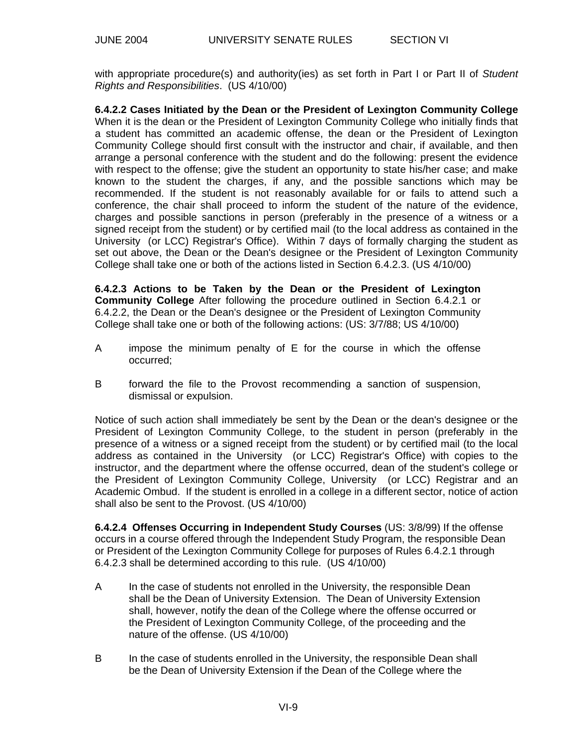with appropriate procedure(s) and authority(ies) as set forth in Part I or Part II of *Student Rights and Responsibilities*. (US 4/10/00)

**6.4.2.2 Cases Initiated by the Dean or the President of Lexington Community College** When it is the dean or the President of Lexington Community College who initially finds that a student has committed an academic offense, the dean or the President of Lexington Community College should first consult with the instructor and chair, if available, and then arrange a personal conference with the student and do the following: present the evidence with respect to the offense; give the student an opportunity to state his/her case; and make known to the student the charges, if any, and the possible sanctions which may be recommended. If the student is not reasonably available for or fails to attend such a conference, the chair shall proceed to inform the student of the nature of the evidence, charges and possible sanctions in person (preferably in the presence of a witness or a signed receipt from the student) or by certified mail (to the local address as contained in the University (or LCC) Registrar's Office). Within 7 days of formally charging the student as set out above, the Dean or the Dean's designee or the President of Lexington Community College shall take one or both of the actions listed in Section 6.4.2.3. (US 4/10/00)

**6.4.2.3 Actions to be Taken by the Dean or the President of Lexington Community College** After following the procedure outlined in Section 6.4.2.1 or 6.4.2.2, the Dean or the Dean's designee or the President of Lexington Community College shall take one or both of the following actions: (US: 3/7/88; US 4/10/00)

A impose the minimum penalty of E for the course in which the offense occurred;

B forward the file to the Provost recommending a sanction of suspension, dismissal or expulsion.

Notice of such action shall immediately be sent by the Dean or the dean's designee or the President of Lexington Community College, to the student in person (preferably in the presence of a witness or a signed receipt from the student) or by certified mail (to the local address as contained in the University (or LCC) Registrar's Office) with copies to the instructor, and the department where the offense occurred, dean of the student's college or the President of Lexington Community College, University (or LCC) Registrar and an Academic Ombud. If the student is enrolled in a college in a different sector, notice of action shall also be sent to the Provost. (US 4/10/00)

**6.4.2.4 Offenses Occurring in Independent Study Courses** (US: 3/8/99) If the offense occurs in a course offered through the Independent Study Program, the responsible Dean or President of the Lexington Community College for purposes of Rules 6.4.2.1 through 6.4.2.3 shall be determined according to this rule. (US 4/10/00)

A In the case of students not enrolled in the University, the responsible Dean shall be the Dean of University Extension. The Dean of University Extension shall, however, notify the dean of the College where the offense occurred or the President of Lexington Community College, of the proceeding and the nature of the offense. (US 4/10/00)

B In the case of students enrolled in the University, the responsible Dean shall be the Dean of University Extension if the Dean of the College where the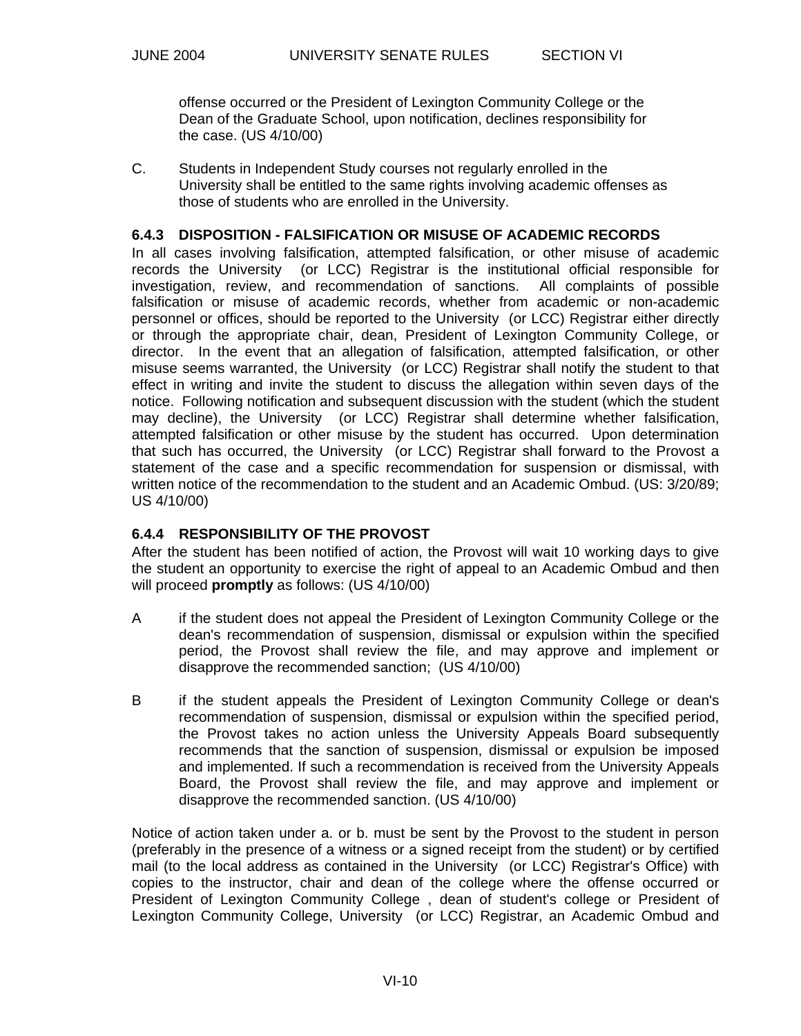offense occurred or the President of Lexington Community College or the Dean of the Graduate School, upon notification, declines responsibility for the case. (US 4/10/00)

C. Students in Independent Study courses not regularly enrolled in the University shall be entitled to the same rights involving academic offenses as those of students who are enrolled in the University.

### 6.4.3 DISPOSITION - FALSIFICATION OR MISUSE OF ACADEMIC RECORDS

In all cases involving falsification, attempted falsification, or other misuse of academic records the University (or LCC) Registrar is the institutional official responsible for investigation, review, and recommendation of sanctions. All complaints of possible falsification or misuse of academic records, whether from academic or non-academic personnel or offices, should be reported to the University (or LCC) Registrar either directly or through the appropriate chair, dean, President of Lexington Community College, or director. In the event that an allegation of falsification, attempted falsification, or other misuse seems warranted, the University (or LCC) Registrar shall notify the student to that effect in writing and invite the student to discuss the allegation within seven days of the notice. Following notification and subsequent discussion with the student (which the student may decline), the University (or LCC) Registrar shall determine whether falsification, attempted falsification or other misuse by the student has occurred. Upon determination that such has occurred, the University (or LCC) Registrar shall forward to the Provost a statement of the case and a specific recommendation for suspension or dismissal, with written notice of the recommendation to the student and an Academic Ombud. (US: 3/20/89; US 4/10/00)

### 6.4.4 RESPONSIBILITY OF THE PROVOST

After the student has been notified of action, the Provost will wait 10 working days to give the student an opportunity to exercise the right of appeal to an Academic Ombud and then will proceed **promptly** as follows: (US 4/10/00)

A if the student does not appeal the President of Lexington Community College or the dean's recommendation of suspension, dismissal or expulsion within the specified period, the Provost shall review the file, and may approve and implement or disapprove the recommended sanction; (US 4/10/00)

B if the student appeals the President of Lexington Community College or dean's recommendation of suspension, dismissal or expulsion within the specified period, the Provost takes no action unless the University Appeals Board subsequently recommends that the sanction of suspension, dismissal or expulsion be imposed and implemented. If such a recommendation is received from the University Appeals Board, the Provost shall review the file, and may approve and implement or disapprove the recommended sanction. (US 4/10/00)

Notice of action taken under a. or b. must be sent by the Provost to the student in person (preferably in the presence of a witness or a signed receipt from the student) or by certified mail (to the local address as contained in the University (or LCC) Registrar's Office) with copies to the instructor, chair and dean of the college where the offense occurred or President of Lexington Community College , dean of student's college or President of Lexington Community College, University (or LCC) Registrar, an Academic Ombud and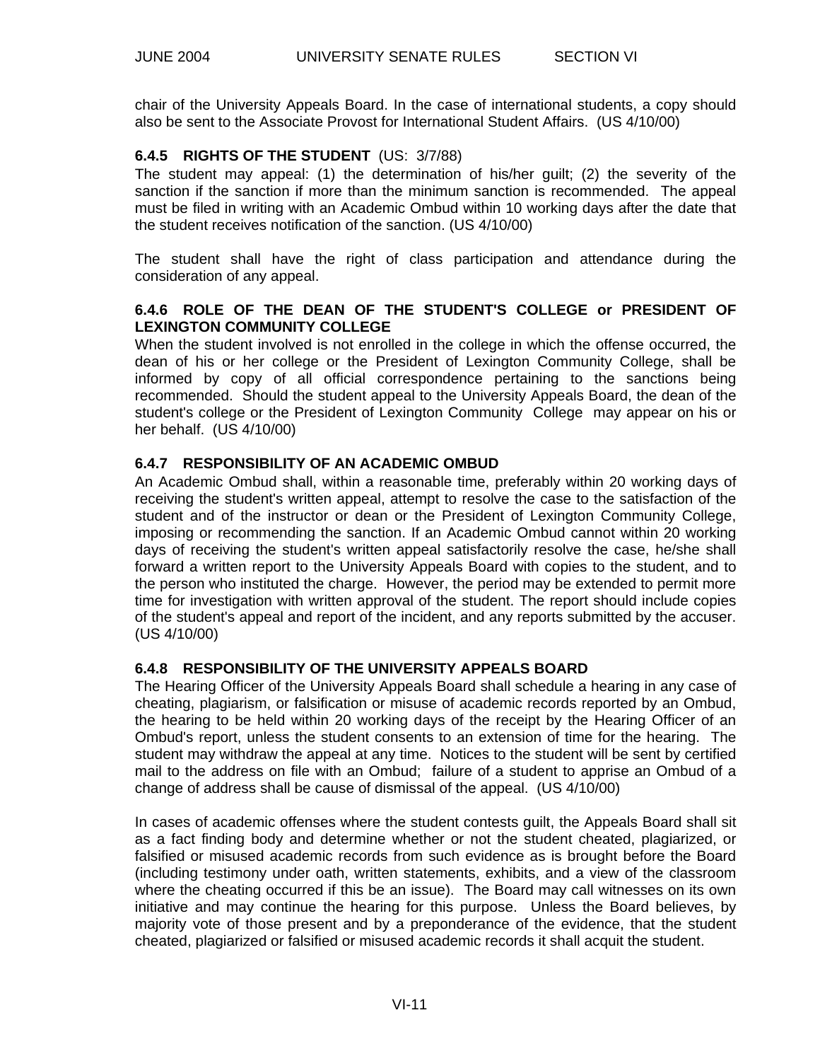chair of the University Appeals Board. In the case of international students, a copy should also be sent to the Associate Provost for International Student Affairs. (US 4/10/00)

### 6.4.5 RIGHTS OF THE STUDENT (US: 3/7/88)

The student may appeal: (1) the determination of his/her guilt; (2) the severity of the sanction if the sanction if more than the minimum sanction is recommended. The appeal must be filed in writing with an Academic Ombud within 10 working days after the date that the student receives notification of the sanction. (US 4/10/00)

The student shall have the right of class participation and attendance during the consideration of any appeal.

### 6.4.6 ROLE OF THE DEAN OF THE STUDENT'S COLLEGE or PRESIDENT OF LEXINGTON COMMUNITY COLLEGE

When the student involved is not enrolled in the college in which the offense occurred, the dean of his or her college or the President of Lexington Community College, shall be informed by copy of all official correspondence pertaining to the sanctions being recommended. Should the student appeal to the University Appeals Board, the dean of the student's college or the President of Lexington Community College may appear on his or her behalf. (US 4/10/00)

### 6.4.7 RESPONSIBILITY OF AN ACADEMIC OMBUD

An Academic Ombud shall, within a reasonable time, preferably within 20 working days of receiving the student's written appeal, attempt to resolve the case to the satisfaction of the student and of the instructor or dean or the President of Lexington Community College, imposing or recommending the sanction. If an Academic Ombud cannot within 20 working days of receiving the student's written appeal satisfactorily resolve the case, he/she shall forward a written report to the University Appeals Board with copies to the student, and to the person who instituted the charge. However, the period may be extended to permit more time for investigation with written approval of the student. The report should include copies of the student's appeal and report of the incident, and any reports submitted by the accuser. (US 4/10/00)

### 6.4.8 RESPONSIBILITY OF THE UNIVERSITY APPEALS BOARD

The Hearing Officer of the University Appeals Board shall schedule a hearing in any case of cheating, plagiarism, or falsification or misuse of academic records reported by an Ombud, the hearing to be held within 20 working days of the receipt by the Hearing Officer of an Ombud's report, unless the student consents to an extension of time for the hearing. The student may withdraw the appeal at any time. Notices to the student will be sent by certified mail to the address on file with an Ombud; failure of a student to apprise an Ombud of a change of address shall be cause of dismissal of the appeal. (US 4/10/00)

In cases of academic offenses where the student contests guilt, the Appeals Board shall sit as a fact finding body and determine whether or not the student cheated, plagiarized, or falsified or misused academic records from such evidence as is brought before the Board (including testimony under oath, written statements, exhibits, and a view of the classroom where the cheating occurred if this be an issue). The Board may call witnesses on its own initiative and may continue the hearing for this purpose. Unless the Board believes, by majority vote of those present and by a preponderance of the evidence, that the student cheated, plagiarized or falsified or misused academic records it shall acquit the student.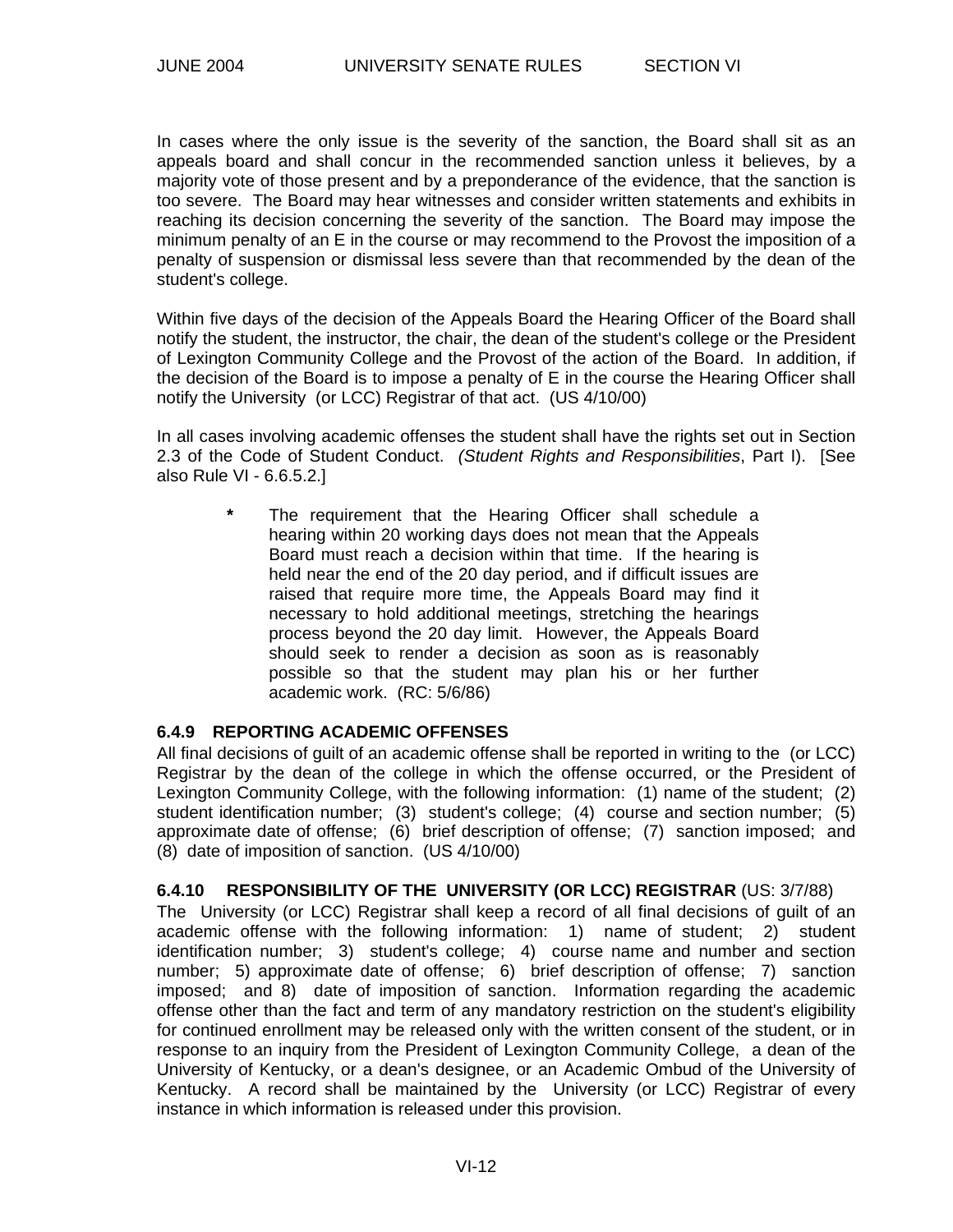In cases where the only issue is the severity of the sanction, the Board shall sit as an appeals board and shall concur in the recommended sanction unless it believes, by a majority vote of those present and by a preponderance of the evidence, that the sanction is too severe. The Board may hear witnesses and consider written statements and exhibits in reaching its decision concerning the severity of the sanction. The Board may impose the minimum penalty of an E in the course or may recommend to the Provost the imposition of a penalty of suspension or dismissal less severe than that recommended by the dean of the student's college.

Within five days of the decision of the Appeals Board the Hearing Officer of the Board shall notify the student, the instructor, the chair, the dean of the student's college or the President of Lexington Community College and the Provost of the action of the Board. In addition, if the decision of the Board is to impose a penalty of E in the course the Hearing Officer shall notify the University (or LCC) Registrar of that act. (US 4/10/00)

In all cases involving academic offenses the student shall have the rights set out in Section 2.3 of the Code of Student Conduct. *(Student Rights and Responsibilities*, Part I). [See also Rule VI - 6.6.5.2.]

> **\*** The requirement that the Hearing Officer shall schedule a hearing within 20 working days does not mean that the Appeals Board must reach a decision within that time. If the hearing is held near the end of the 20 day period, and if difficult issues are raised that require more time, the Appeals Board may find it necessary to hold additional meetings, stretching the hearings process beyond the 20 day limit. However, the Appeals Board should seek to render a decision as soon as is reasonably possible so that the student may plan his or her further academic work. (RC: 5/6/86)

### 6.4.9 REPORTING ACADEMIC OFFENSES

All final decisions of guilt of an academic offense shall be reported in writing to the (or LCC) Registrar by the dean of the college in which the offense occurred, or the President of Lexington Community College, with the following information: (1) name of the student; (2) student identification number; (3) student's college; (4) course and section number; (5) approximate date of offense; (6) brief description of offense; (7) sanction imposed; and (8) date of imposition of sanction. (US 4/10/00)

### 6.4.10 RESPONSIBILITY OF THE UNIVERSITY (OR LCC) REGISTRAR (US: 3/7/88)

The University (or LCC) Registrar shall keep a record of all final decisions of guilt of an academic offense with the following information: 1) name of student; 2) student identification number; 3) student's college; 4) course name and number and section number; 5) approximate date of offense; 6) brief description of offense; 7) sanction imposed; and 8) date of imposition of sanction. Information regarding the academic offense other than the fact and term of any mandatory restriction on the student's eligibility for continued enrollment may be released only with the written consent of the student, or in response to an inquiry from the President of Lexington Community College, a dean of the University of Kentucky, or a dean's designee, or an Academic Ombud of the University of Kentucky. A record shall be maintained by the University (or LCC) Registrar of every instance in which information is released under this provision.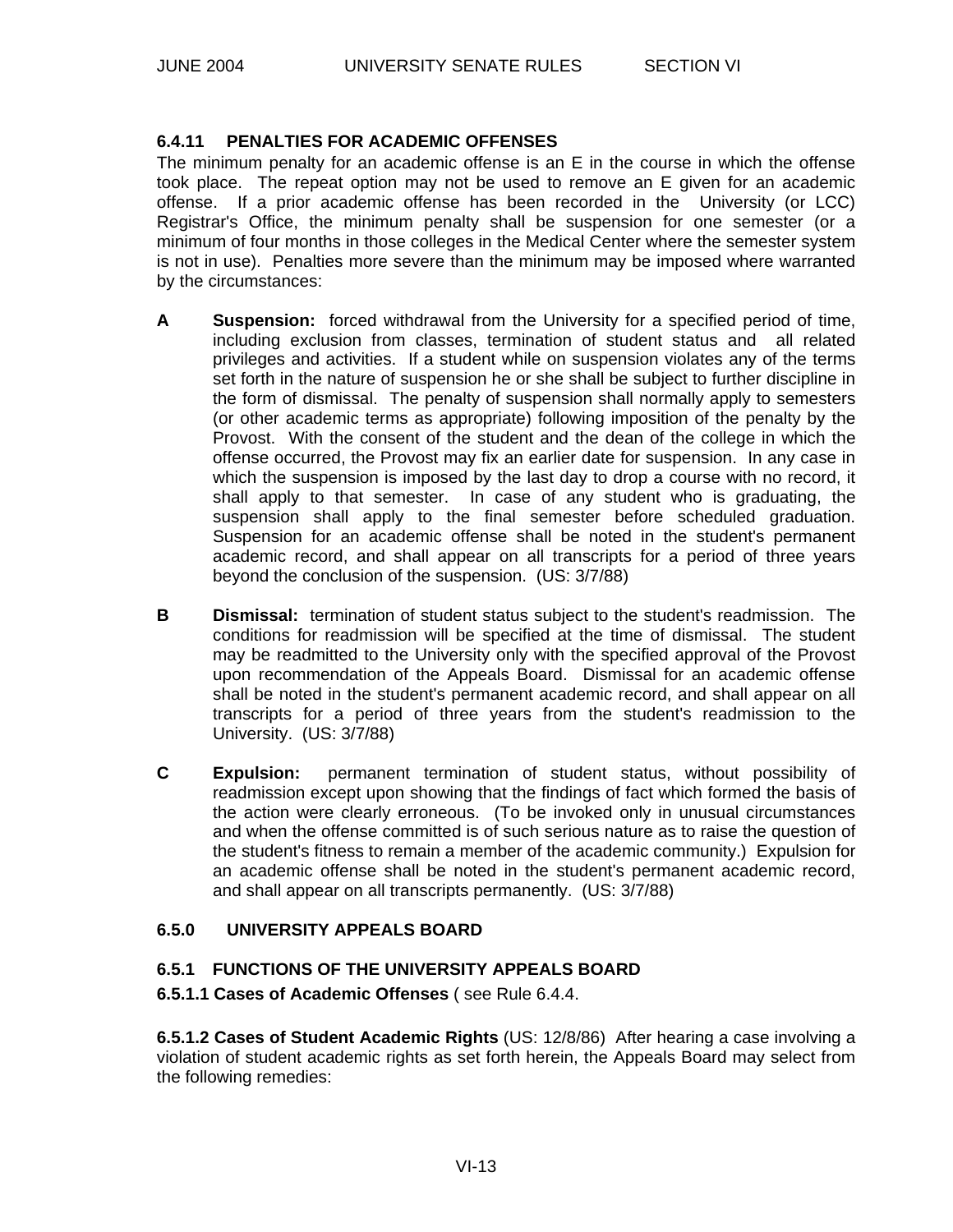### 6.4.11 PENALTIES FOR ACADEMIC OFFENSES

The minimum penalty for an academic offense is an E in the course in which the offense took place. The repeat option may not be used to remove an E given for an academic offense. If a prior academic offense has been recorded in the University (or LCC) Registrar's Office, the minimum penalty shall be suspension for one semester (or a minimum of four months in those colleges in the Medical Center where the semester system is not in use). Penalties more severe than the minimum may be imposed where warranted by the circumstances:

**A** **Suspension:** forced withdrawal from the University for a specified period of time, including exclusion from classes, termination of student status and all related privileges and activities. If a student while on suspension violates any of the terms set forth in the nature of suspension he or she shall be subject to further discipline in the form of dismissal. The penalty of suspension shall normally apply to semesters (or other academic terms as appropriate) following imposition of the penalty by the Provost. With the consent of the student and the dean of the college in which the offense occurred, the Provost may fix an earlier date for suspension. In any case in which the suspension is imposed by the last day to drop a course with no record, it shall apply to that semester. In case of any student who is graduating, the suspension shall apply to the final semester before scheduled graduation. Suspension for an academic offense shall be noted in the student's permanent academic record, and shall appear on all transcripts for a period of three years beyond the conclusion of the suspension. (US: 3/7/88)

**B** **Dismissal:** termination of student status subject to the student's readmission. The conditions for readmission will be specified at the time of dismissal. The student may be readmitted to the University only with the specified approval of the Provost upon recommendation of the Appeals Board. Dismissal for an academic offense shall be noted in the student's permanent academic record, and shall appear on all transcripts for a period of three years from the student's readmission to the University. (US: 3/7/88)

**C** **Expulsion:** permanent termination of student status, without possibility of readmission except upon showing that the findings of fact which formed the basis of the action were clearly erroneous. (To be invoked only in unusual circumstances and when the offense committed is of such serious nature as to raise the question of the student's fitness to remain a member of the academic community.) Expulsion for an academic offense shall be noted in the student's permanent academic record, and shall appear on all transcripts permanently. (US: 3/7/88)

## 6.5.0 UNIVERSITY APPEALS BOARD

### 6.5.1 FUNCTIONS OF THE UNIVERSITY APPEALS BOARD

**6.5.1.1 Cases of Academic Offenses** ( see Rule 6.4.4.

**6.5.1.2 Cases of Student Academic Rights** (US: 12/8/86) After hearing a case involving a violation of student academic rights as set forth herein, the Appeals Board may select from the following remedies: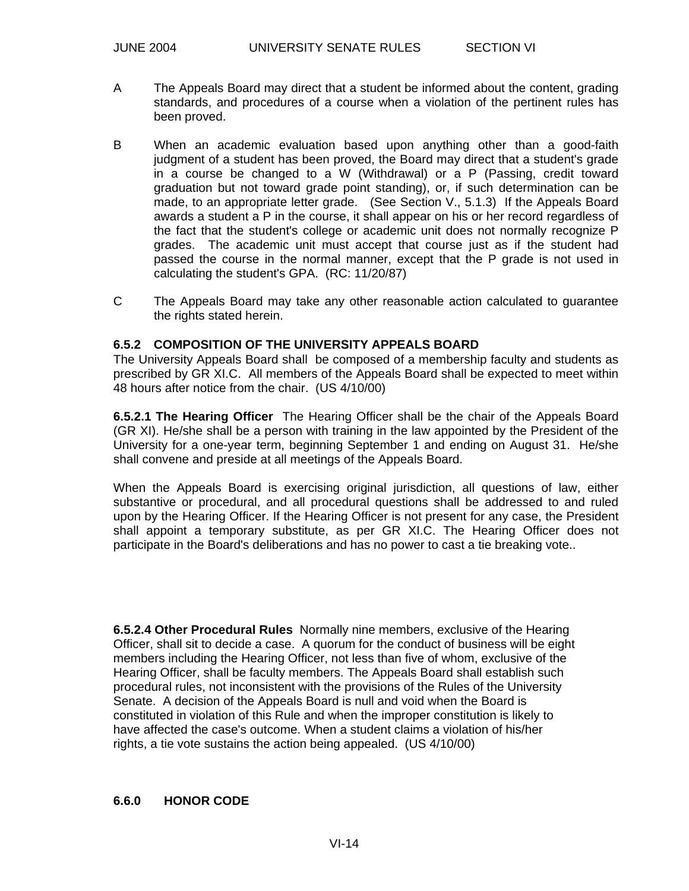A The Appeals Board may direct that a student be informed about the content, grading standards, and procedures of a course when a violation of the pertinent rules has been proved.

B When an academic evaluation based upon anything other than a good-faith judgment of a student has been proved, the Board may direct that a student's grade in a course be changed to a W (Withdrawal) or a P (Passing, credit toward graduation but not toward grade point standing), or, if such determination can be made, to an appropriate letter grade. (See Section V., 5.1.3) If the Appeals Board awards a student a P in the course, it shall appear on his or her record regardless of the fact that the student's college or academic unit does not normally recognize P grades. The academic unit must accept that course just as if the student had passed the course in the normal manner, except that the P grade is not used in calculating the student's GPA. (RC: 11/20/87)

C The Appeals Board may take any other reasonable action calculated to guarantee the rights stated herein.

### 6.5.2 COMPOSITION OF THE UNIVERSITY APPEALS BOARD

The University Appeals Board shall be composed of a membership faculty and students as prescribed by GR XI.C. All members of the Appeals Board shall be expected to meet within 48 hours after notice from the chair. (US 4/10/00)

**6.5.2.1 The Hearing Officer** The Hearing Officer shall be the chair of the Appeals Board (GR XI). He/she shall be a person with training in the law appointed by the President of the University for a one-year term, beginning September 1 and ending on August 31. He/she shall convene and preside at all meetings of the Appeals Board.

When the Appeals Board is exercising original jurisdiction, all questions of law, either substantive or procedural, and all procedural questions shall be addressed to and ruled upon by the Hearing Officer. If the Hearing Officer is not present for any case, the President shall appoint a temporary substitute, as per GR XI.C. The Hearing Officer does not participate in the Board's deliberations and has no power to cast a tie breaking vote..

**6.5.2.4 Other Procedural Rules** Normally nine members, exclusive of the Hearing Officer, shall sit to decide a case. A quorum for the conduct of business will be eight members including the Hearing Officer, not less than five of whom, exclusive of the Hearing Officer, shall be faculty members. The Appeals Board shall establish such procedural rules, not inconsistent with the provisions of the Rules of the University Senate. A decision of the Appeals Board is null and void when the Board is constituted in violation of this Rule and when the improper constitution is likely to have affected the case's outcome. When a student claims a violation of his/her rights, a tie vote sustains the action being appealed. (US 4/10/00)

## 6.6.0 HONOR CODE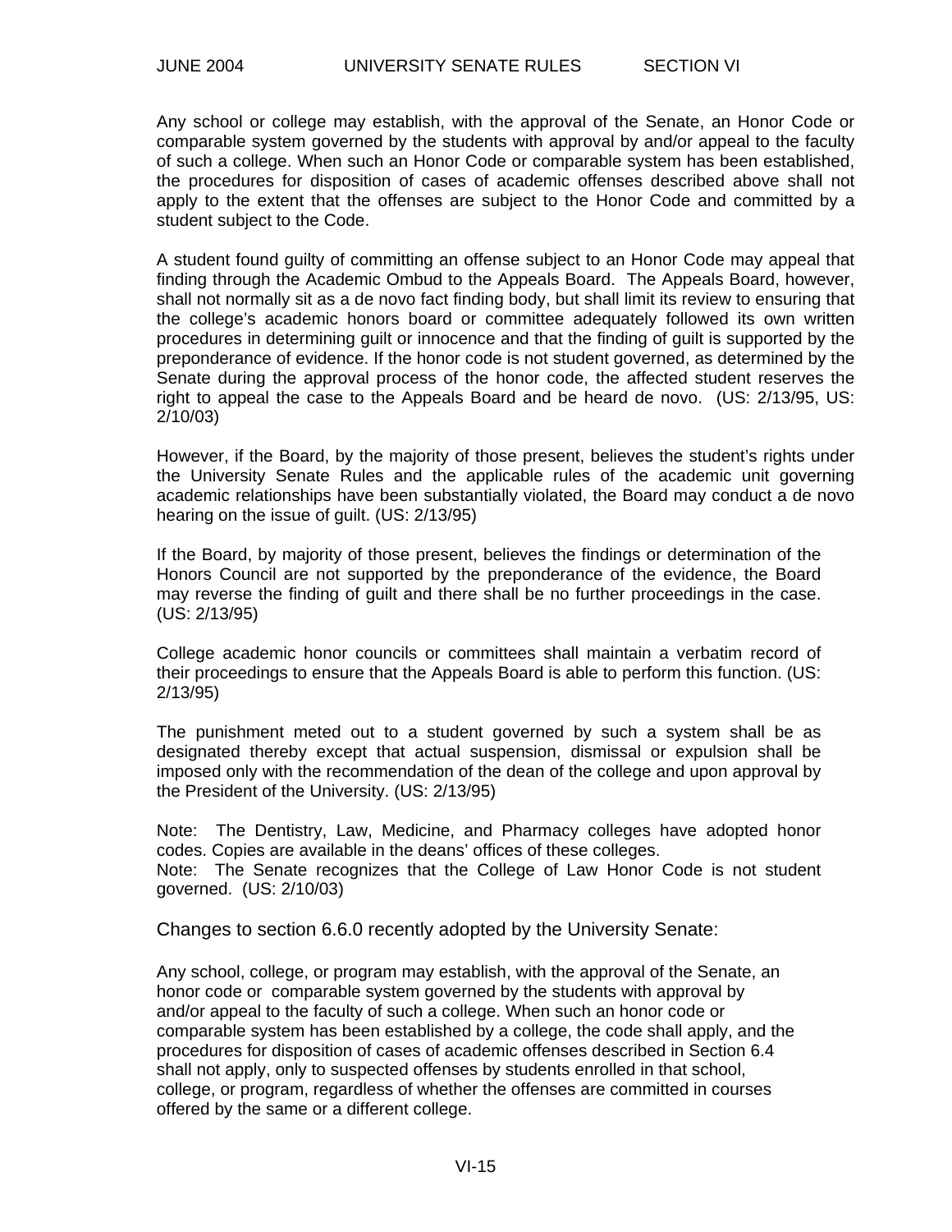Any school or college may establish, with the approval of the Senate, an Honor Code or comparable system governed by the students with approval by and/or appeal to the faculty of such a college. When such an Honor Code or comparable system has been established, the procedures for disposition of cases of academic offenses described above shall not apply to the extent that the offenses are subject to the Honor Code and committed by a student subject to the Code.

A student found guilty of committing an offense subject to an Honor Code may appeal that finding through the Academic Ombud to the Appeals Board. The Appeals Board, however, shall not normally sit as a de novo fact finding body, but shall limit its review to ensuring that the college's academic honors board or committee adequately followed its own written procedures in determining guilt or innocence and that the finding of guilt is supported by the preponderance of evidence. If the honor code is not student governed, as determined by the Senate during the approval process of the honor code, the affected student reserves the right to appeal the case to the Appeals Board and be heard de novo. (US: 2/13/95, US: 2/10/03)

However, if the Board, by the majority of those present, believes the student's rights under the University Senate Rules and the applicable rules of the academic unit governing academic relationships have been substantially violated, the Board may conduct a de novo hearing on the issue of guilt. (US: 2/13/95)

If the Board, by majority of those present, believes the findings or determination of the Honors Council are not supported by the preponderance of the evidence, the Board may reverse the finding of guilt and there shall be no further proceedings in the case. (US: 2/13/95)

College academic honor councils or committees shall maintain a verbatim record of their proceedings to ensure that the Appeals Board is able to perform this function. (US: 2/13/95)

The punishment meted out to a student governed by such a system shall be as designated thereby except that actual suspension, dismissal or expulsion shall be imposed only with the recommendation of the dean of the college and upon approval by the President of the University. (US: 2/13/95)

Note: The Dentistry, Law, Medicine, and Pharmacy colleges have adopted honor codes. Copies are available in the deans' offices of these colleges.
Note: The Senate recognizes that the College of Law Honor Code is not student governed. (US: 2/10/03)

Changes to section 6.6.0 recently adopted by the University Senate:

Any school, college, or program may establish, with the approval of the Senate, an honor code or comparable system governed by the students with approval by and/or appeal to the faculty of such a college. When such an honor code or comparable system has been established by a college, the code shall apply, and the procedures for disposition of cases of academic offenses described in Section 6.4 shall not apply, only to suspected offenses by students enrolled in that school, college, or program, regardless of whether the offenses are committed in courses offered by the same or a different college.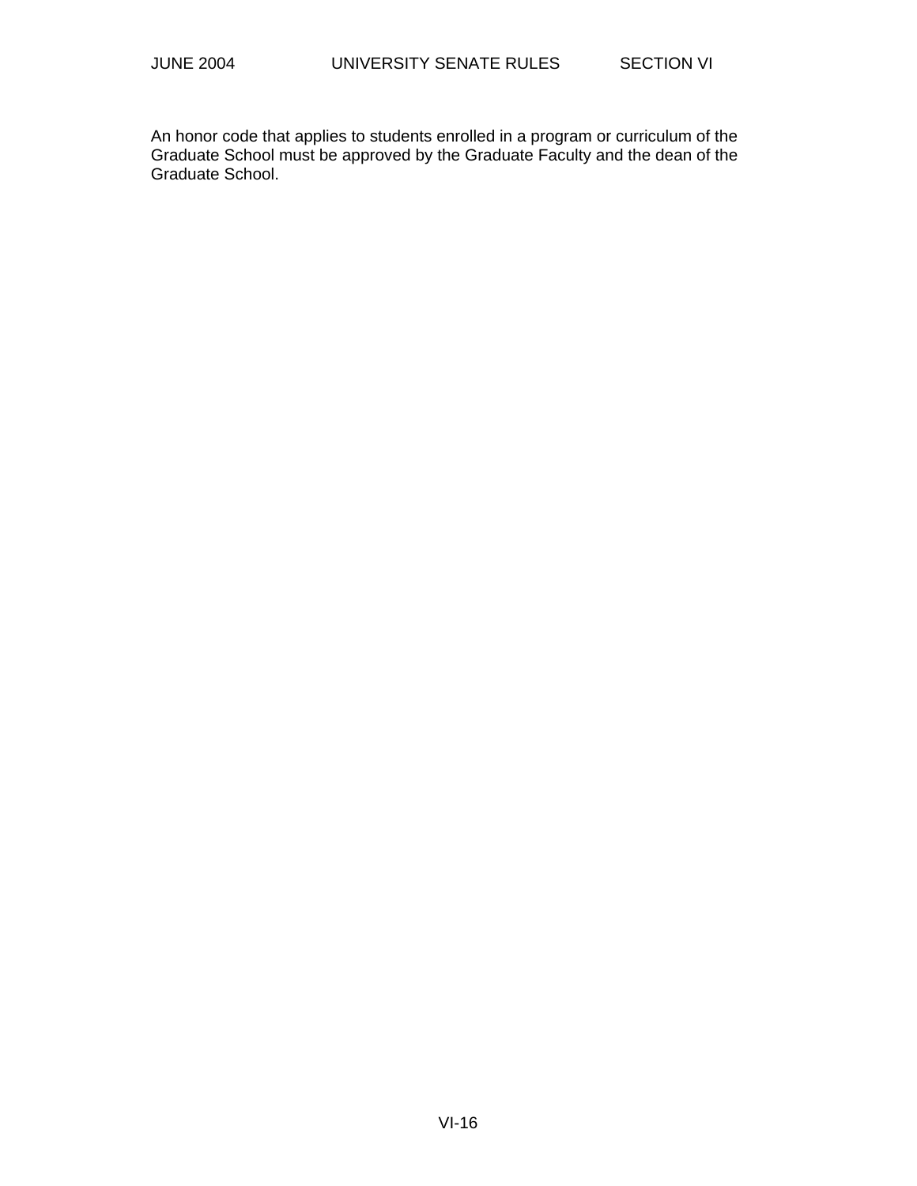An honor code that applies to students enrolled in a program or curriculum of the Graduate School must be approved by the Graduate Faculty and the dean of the Graduate School.